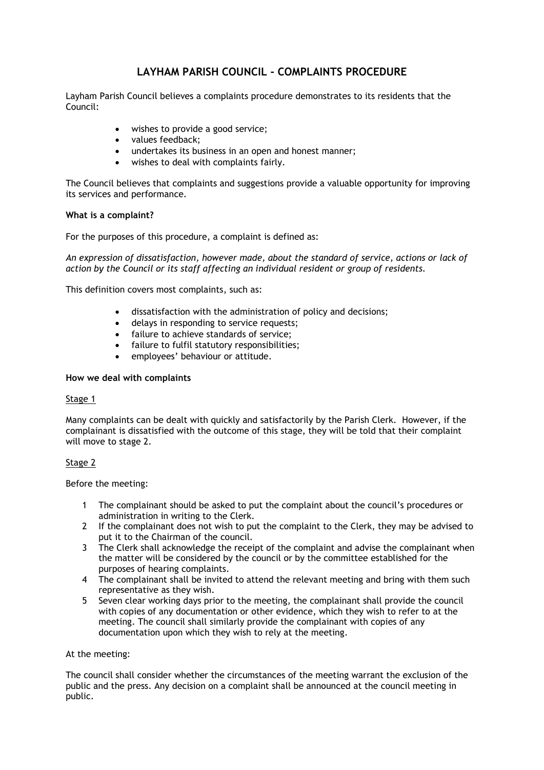# LAYHAM PARISH COUNCIL - COMPLAINTS PROCEDURE

Layham Parish Council believes a complaints procedure demonstrates to its residents that the Council:

- wishes to provide a good service;
- values feedback;
- undertakes its business in an open and honest manner;
- wishes to deal with complaints fairly.

The Council believes that complaints and suggestions provide a valuable opportunity for improving its services and performance.

**What is a complaint?**

For the purposes of this procedure, a complaint is defined as:

*An expression of dissatisfaction, however made, about the standard of service, actions or lack of action by the Council or its staff affecting an individual resident or group of residents.*

This definition covers most complaints, such as:

- dissatisfaction with the administration of policy and decisions;
- delays in responding to service requests;
- failure to achieve standards of service;
- failure to fulfil statutory responsibilities;
- employees' behaviour or attitude.

**How we deal with complaints**

<u>Stage 1</u>

Many complaints can be dealt with quickly and satisfactorily by the Parish Clerk. However, if the complainant is dissatisfied with the outcome of this stage, they will be told that their complaint will move to stage 2.

<u>Stage 2</u>

Before the meeting:

1. The complainant should be asked to put the complaint about the council's procedures or administration in writing to the Clerk.
2. If the complainant does not wish to put the complaint to the Clerk, they may be advised to put it to the Chairman of the council.
3. The Clerk shall acknowledge the receipt of the complaint and advise the complainant when the matter will be considered by the council or by the committee established for the purposes of hearing complaints.
4. The complainant shall be invited to attend the relevant meeting and bring with them such representative as they wish.
5. Seven clear working days prior to the meeting, the complainant shall provide the council with copies of any documentation or other evidence, which they wish to refer to at the meeting. The council shall similarly provide the complainant with copies of any documentation upon which they wish to rely at the meeting.

At the meeting:

The council shall consider whether the circumstances of the meeting warrant the exclusion of the public and the press. Any decision on a complaint shall be announced at the council meeting in public.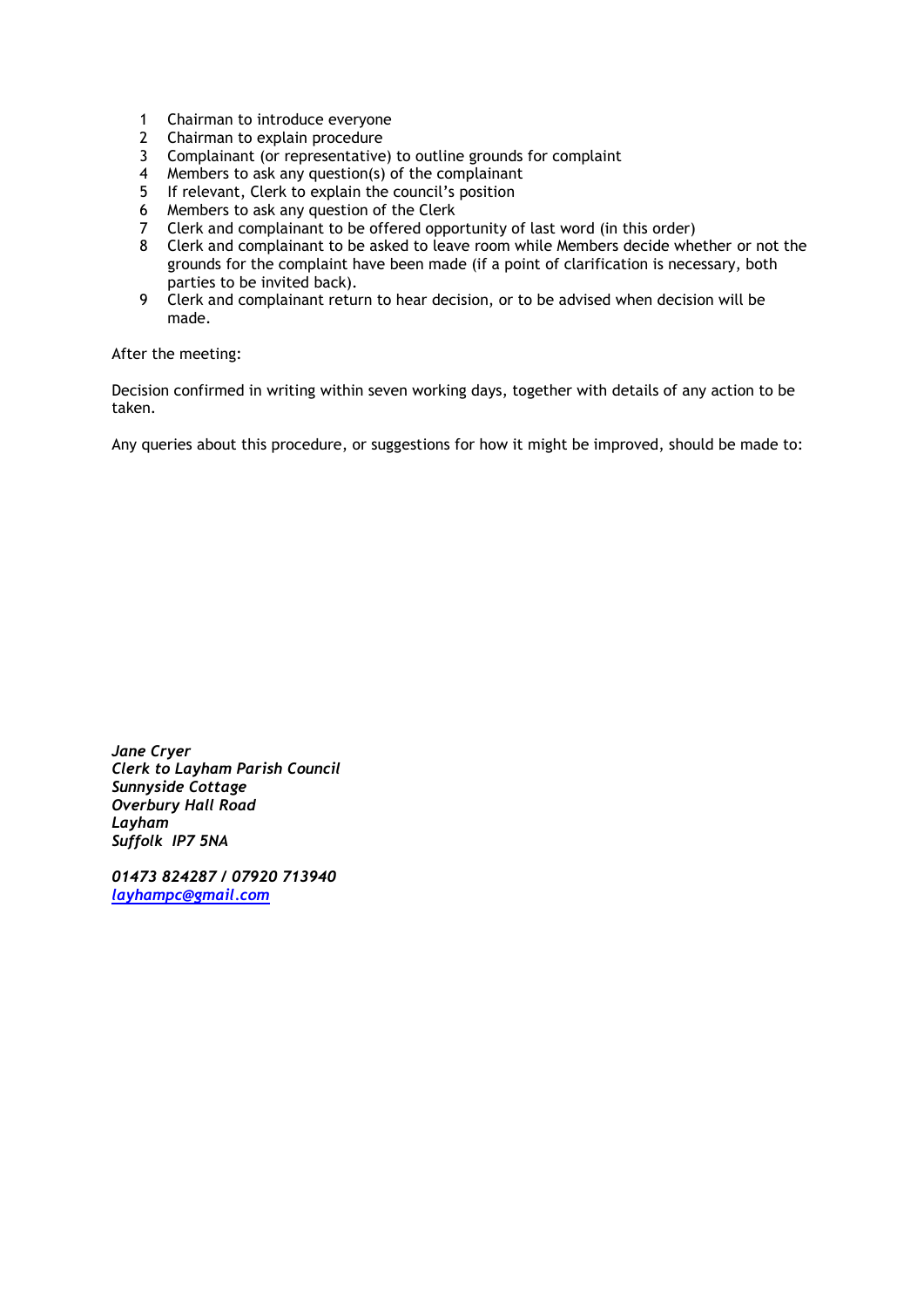1. Chairman to introduce everyone
2. Chairman to explain procedure
3. Complainant (or representative) to outline grounds for complaint
4. Members to ask any question(s) of the complainant
5. If relevant, Clerk to explain the council's position
6. Members to ask any question of the Clerk
7. Clerk and complainant to be offered opportunity of last word (in this order)
8. Clerk and complainant to be asked to leave room while Members decide whether or not the grounds for the complaint have been made (if a point of clarification is necessary, both parties to be invited back).
9. Clerk and complainant return to hear decision, or to be advised when decision will be made.

After the meeting:

Decision confirmed in writing within seven working days, together with details of any action to be taken.

Any queries about this procedure, or suggestions for how it might be improved, should be made to:

***Jane Cryer***
***Clerk to Layham Parish Council***
***Sunnyside Cottage***
***Overbury Hall Road***
***Layham***
***Suffolk IP7 5NA***

***01473 824287 / 07920 713940***
***layhampc@gmail.com***